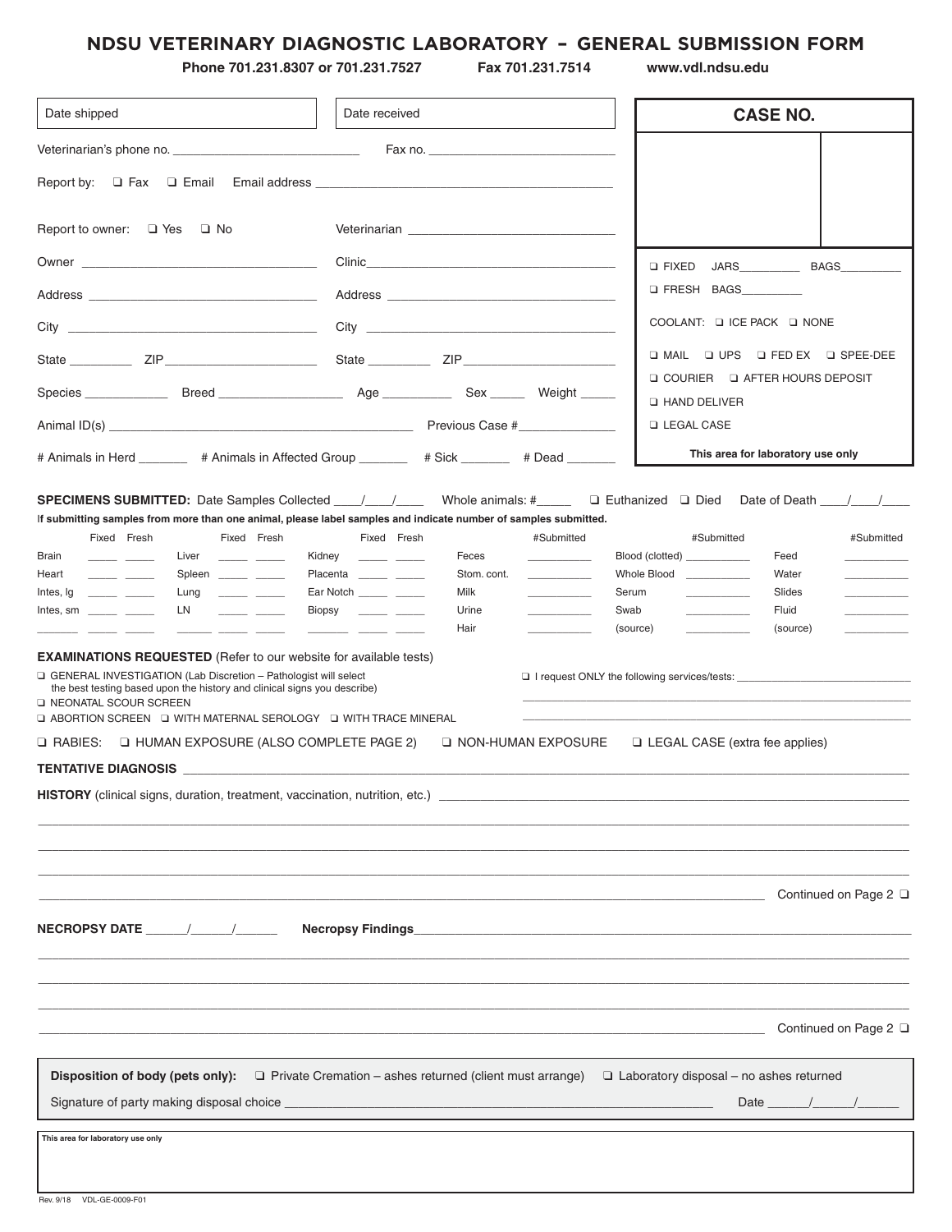# NDSU VETERINARY DIAGNOSTIC LABORATORY – GENERAL SUBMISSION FORM

**Phone 701.231.8307 or 701.231.7527** **Fax 701.231.7514** **www.vdl.ndsu.edu**

Date shipped

Date received

Veterinarian's phone no. ___________________________ Fax no. ___________________________

Report by: ❑ Fax ❑ Email Email address _______________________________________________

Report to owner: ❑ Yes ❑ No

Veterinarian _______________________________

| | |
|---|---|
| Owner ____________________________________ | Clinic ____________________________________ |
| Address __________________________________ | Address __________________________________ |
| City _____________________________________ | City _____________________________________ |
| State _________ ZIP _____________________ | State _________ ZIP _____________________ |

Species ____________ Breed __________________ Age __________ Sex _____ Weight _____

Animal ID(s) _____________________________________________ Previous Case #______________

# Animals in Herd _______ # Animals in Affected Group _______ # Sick _______ # Dead _______

**CASE NO.**

❑ FIXED JARS_________ BAGS_________

❑ FRESH BAGS_________

COOLANT: ❑ ICE PACK ❑ NONE

❑ MAIL ❑ UPS ❑ FED EX ❑ SPEE-DEE

❑ COURIER ❑ AFTER HOURS DEPOSIT

❑ HAND DELIVER

❑ LEGAL CASE

**This area for laboratory use only**

**SPECIMENS SUBMITTED:** Date Samples Collected ____/____/____ Whole animals: #_____ ❑ Euthanized ❑ Died Date of Death ____/____/____

**If submitting samples from more than one animal, please label samples and indicate number of samples submitted.**

| | Fixed | Fresh | | Fixed | Fresh | | Fixed | Fresh | | #Submitted | | #Submitted | | #Submitted |
|---|---|---|---|---|---|---|---|---|---|---|---|---|---|---|
| Brain | ____ | ____ | Liver | ____ | ____ | Kidney | ____ | ____ | Feces | ________ | Blood (clotted) | ________ | Feed | ________ |
| Heart | ____ | ____ | Spleen | ____ | ____ | Placenta | ____ | ____ | Stom. cont. | ________ | Whole Blood | ________ | Water | ________ |
| Intes, lg | ____ | ____ | Lung | ____ | ____ | Ear Notch | ____ | ____ | Milk | ________ | Serum | ________ | Slides | ________ |
| Intes, sm | ____ | ____ | LN | ____ | ____ | Biopsy | ____ | ____ | Urine | ________ | Swab | ________ | Fluid | ________ |
| ______ | ____ | ____ | ______ | ____ | ____ | ______ | ____ | ____ | Hair | ________ | (source) | ________ | (source) | ________ |

**EXAMINATIONS REQUESTED** (Refer to our website for available tests)

❑ GENERAL INVESTIGATION (Lab Discretion – Pathologist will select the best testing based upon the history and clinical signs you describe)

❑ NEONATAL SCOUR SCREEN

❑ ABORTION SCREEN ❑ WITH MATERNAL SEROLOGY ❑ WITH TRACE MINERAL

❑ I request ONLY the following services/tests: ____________________________

❑ RABIES: ❑ HUMAN EXPOSURE (ALSO COMPLETE PAGE 2) ❑ NON-HUMAN EXPOSURE ❑ LEGAL CASE (extra fee applies)

**TENTATIVE DIAGNOSIS** ______________________________________________________________

**HISTORY** (clinical signs, duration, treatment, vaccination, nutrition, etc.) ______________________

Continued on Page 2 ❑

**NECROPSY DATE** _____/_____/_____ **Necropsy Findings** ________________________________

Continued on Page 2 ❑

**Disposition of body (pets only):** ❑ Private Cremation – ashes returned (client must arrange) ❑ Laboratory disposal – no ashes returned

Signature of party making disposal choice ______________________________________ Date _____/_____/_____

**This area for laboratory use only**

Rev. 9/18 VDL-GE-0009-F01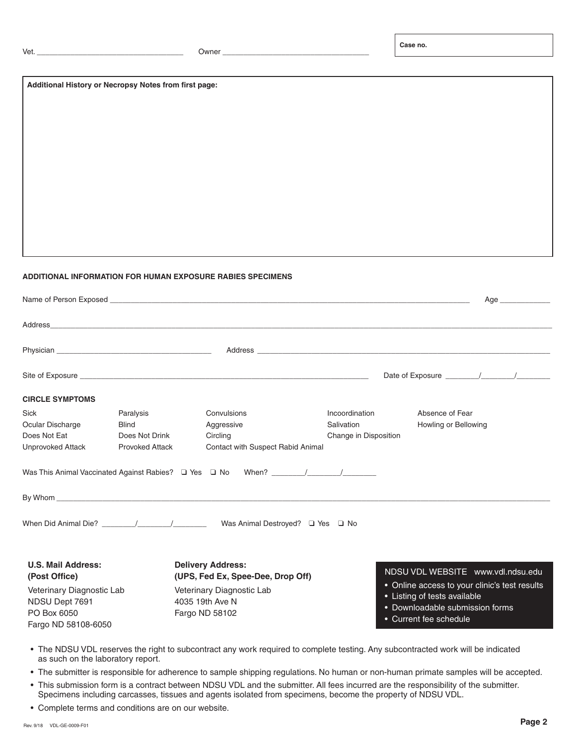Vet. ___________________________________ Owner ___________________________________

**Case no.**

**Additional History or Necropsy Notes from first page:**

**ADDITIONAL INFORMATION FOR HUMAN EXPOSURE RABIES SPECIMENS**

Name of Person Exposed ___________________________________ Age ____________

Address___________________________________

Physician ___________________________________ Address ___________________________________

Site of Exposure ___________________________________ Date of Exposure ________/________/________

**CIRCLE SYMPTOMS**

| | | | | |
|---|---|---|---|---|
| Sick | Paralysis | Convulsions | Incoordination | Absence of Fear |
| Ocular Discharge | Blind | Aggressive | Salivation | Howling or Bellowing |
| Does Not Eat | Does Not Drink | Circling | Change in Disposition | |
| Unprovoked Attack | Provoked Attack | Contact with Suspect Rabid Animal | | |

Was This Animal Vaccinated Against Rabies? ❑ Yes ❑ No When? ________/________/________

By Whom ___________________________________

When Did Animal Die? ________/________/________ Was Animal Destroyed? ❑ Yes ❑ No

**U.S. Mail Address:**
**(Post Office)**
Veterinary Diagnostic Lab
NDSU Dept 7691
PO Box 6050
Fargo ND 58108-6050

**Delivery Address:**
**(UPS, Fed Ex, Spee-Dee, Drop Off)**
Veterinary Diagnostic Lab
4035 19th Ave N
Fargo ND 58102

NDSU VDL WEBSITE www.vdl.ndsu.edu

- Online access to your clinic's test results
- Listing of tests available
- Downloadable submission forms
- Current fee schedule

- The NDSU VDL reserves the right to subcontract any work required to complete testing. Any subcontracted work will be indicated as such on the laboratory report.
- The submitter is responsible for adherence to sample shipping regulations. No human or non-human primate samples will be accepted.
- This submission form is a contract between NDSU VDL and the submitter. All fees incurred are the responsibility of the submitter. Specimens including carcasses, tissues and agents isolated from specimens, become the property of NDSU VDL.
- Complete terms and conditions are on our website.

Rev. 9/18 VDL-GE-0009-F01